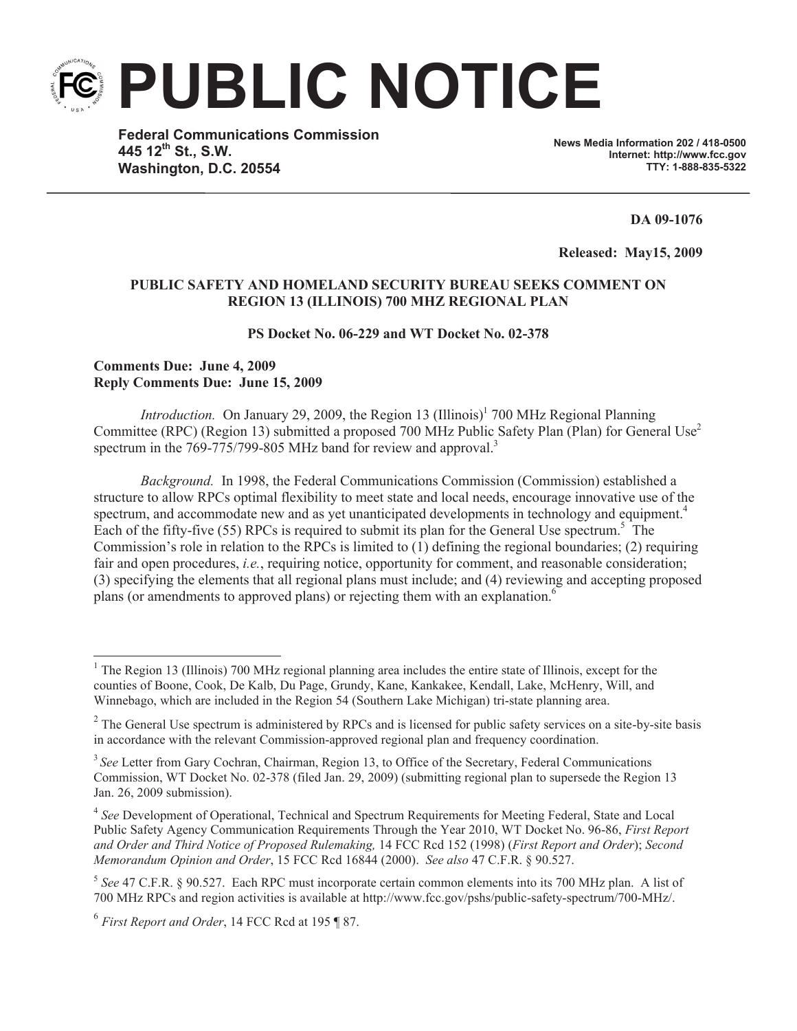# PUBLIC NOTICE

**Federal Communications Commission**
**445 12th St., S.W.**
**Washington, D.C. 20554**

**News Media Information 202 / 418-0500**
**Internet: http://www.fcc.gov**
**TTY: 1-888-835-5322**

**DA 09-1076**

**Released: May15, 2009**

**PUBLIC SAFETY AND HOMELAND SECURITY BUREAU SEEKS COMMENT ON REGION 13 (ILLINOIS) 700 MHZ REGIONAL PLAN**

**PS Docket No. 06-229 and WT Docket No. 02-378**

**Comments Due: June 4, 2009**
**Reply Comments Due: June 15, 2009**

*Introduction.* On January 29, 2009, the Region 13 (Illinois)[1] 700 MHz Regional Planning Committee (RPC) (Region 13) submitted a proposed 700 MHz Public Safety Plan (Plan) for General Use[2] spectrum in the 769-775/799-805 MHz band for review and approval.[3]

*Background.* In 1998, the Federal Communications Commission (Commission) established a structure to allow RPCs optimal flexibility to meet state and local needs, encourage innovative use of the spectrum, and accommodate new and as yet unanticipated developments in technology and equipment.[4] Each of the fifty-five (55) RPCs is required to submit its plan for the General Use spectrum.[5] The Commission's role in relation to the RPCs is limited to (1) defining the regional boundaries; (2) requiring fair and open procedures, *i.e.*, requiring notice, opportunity for comment, and reasonable consideration; (3) specifying the elements that all regional plans must include; and (4) reviewing and accepting proposed plans (or amendments to approved plans) or rejecting them with an explanation.[6]

---

[1] The Region 13 (Illinois) 700 MHz regional planning area includes the entire state of Illinois, except for the counties of Boone, Cook, De Kalb, Du Page, Grundy, Kane, Kankakee, Kendall, Lake, McHenry, Will, and Winnebago, which are included in the Region 54 (Southern Lake Michigan) tri-state planning area.

[2] The General Use spectrum is administered by RPCs and is licensed for public safety services on a site-by-site basis in accordance with the relevant Commission-approved regional plan and frequency coordination.

[3] *See* Letter from Gary Cochran, Chairman, Region 13, to Office of the Secretary, Federal Communications Commission, WT Docket No. 02-378 (filed Jan. 29, 2009) (submitting regional plan to supersede the Region 13 Jan. 26, 2009 submission).

[4] *See* Development of Operational, Technical and Spectrum Requirements for Meeting Federal, State and Local Public Safety Agency Communication Requirements Through the Year 2010, WT Docket No. 96-86, *First Report and Order and Third Notice of Proposed Rulemaking,* 14 FCC Rcd 152 (1998) (*First Report and Order*); *Second Memorandum Opinion and Order*, 15 FCC Rcd 16844 (2000). *See also* 47 C.F.R. § 90.527.

[5] *See* 47 C.F.R. § 90.527. Each RPC must incorporate certain common elements into its 700 MHz plan. A list of 700 MHz RPCs and region activities is available at http://www.fcc.gov/pshs/public-safety-spectrum/700-MHz/.

[6] *First Report and Order*, 14 FCC Rcd at 195 ¶ 87.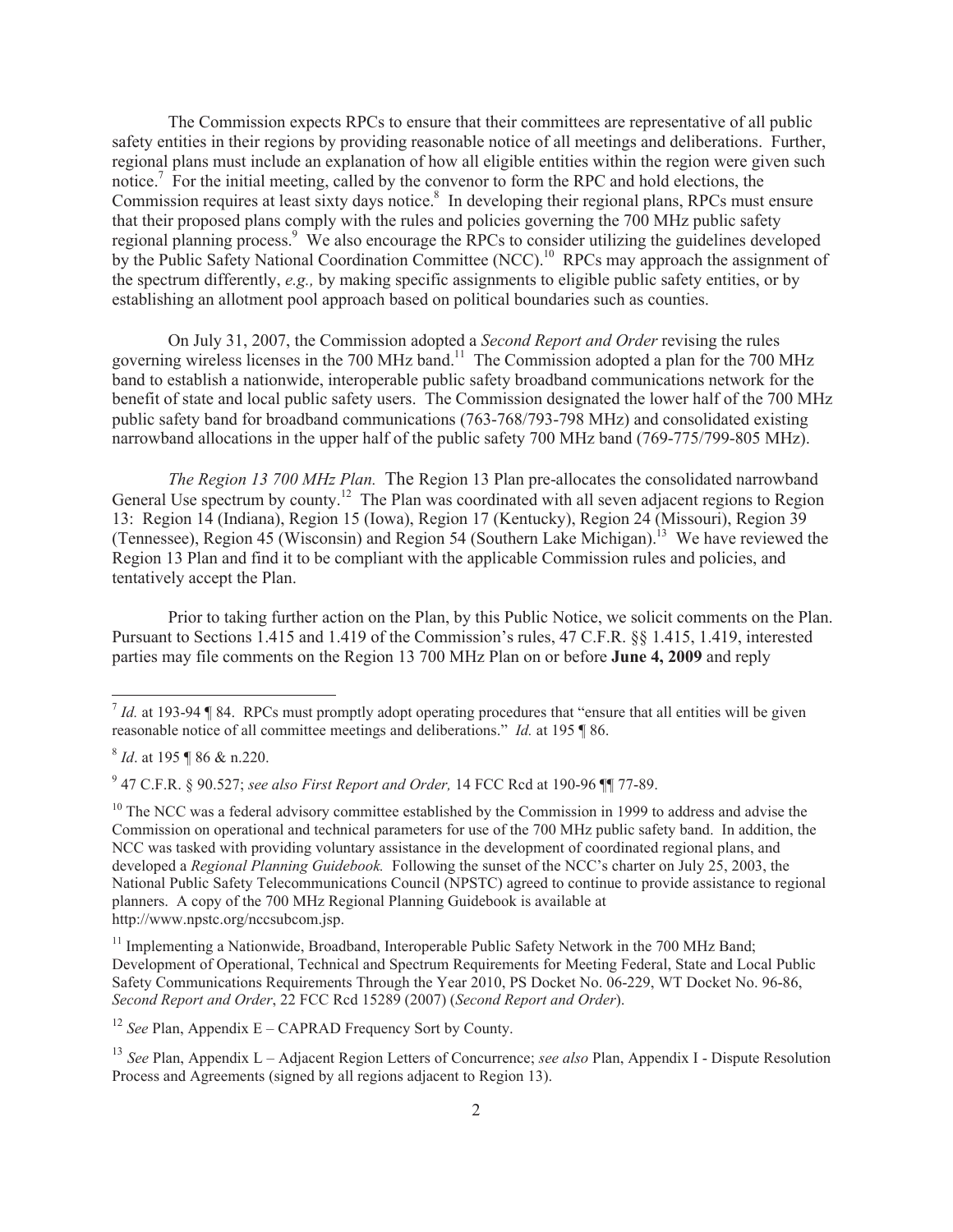The Commission expects RPCs to ensure that their committees are representative of all public safety entities in their regions by providing reasonable notice of all meetings and deliberations. Further, regional plans must include an explanation of how all eligible entities within the region were given such notice.[7] For the initial meeting, called by the convenor to form the RPC and hold elections, the Commission requires at least sixty days notice.[8] In developing their regional plans, RPCs must ensure that their proposed plans comply with the rules and policies governing the 700 MHz public safety regional planning process.[9] We also encourage the RPCs to consider utilizing the guidelines developed by the Public Safety National Coordination Committee (NCC).[10] RPCs may approach the assignment of the spectrum differently, *e.g.,* by making specific assignments to eligible public safety entities, or by establishing an allotment pool approach based on political boundaries such as counties.

On July 31, 2007, the Commission adopted a *Second Report and Order* revising the rules governing wireless licenses in the 700 MHz band.[11] The Commission adopted a plan for the 700 MHz band to establish a nationwide, interoperable public safety broadband communications network for the benefit of state and local public safety users. The Commission designated the lower half of the 700 MHz public safety band for broadband communications (763-768/793-798 MHz) and consolidated existing narrowband allocations in the upper half of the public safety 700 MHz band (769-775/799-805 MHz).

*The Region 13 700 MHz Plan.* The Region 13 Plan pre-allocates the consolidated narrowband General Use spectrum by county.[12] The Plan was coordinated with all seven adjacent regions to Region 13: Region 14 (Indiana), Region 15 (Iowa), Region 17 (Kentucky), Region 24 (Missouri), Region 39 (Tennessee), Region 45 (Wisconsin) and Region 54 (Southern Lake Michigan).[13] We have reviewed the Region 13 Plan and find it to be compliant with the applicable Commission rules and policies, and tentatively accept the Plan.

Prior to taking further action on the Plan, by this Public Notice, we solicit comments on the Plan. Pursuant to Sections 1.415 and 1.419 of the Commission's rules, 47 C.F.R. §§ 1.415, 1.419, interested parties may file comments on the Region 13 700 MHz Plan on or before **June 4, 2009** and reply

---

[7] *Id.* at 193-94 ¶ 84. RPCs must promptly adopt operating procedures that "ensure that all entities will be given reasonable notice of all committee meetings and deliberations." *Id.* at 195 ¶ 86.

[8] *Id*. at 195 ¶ 86 & n.220.

[9] 47 C.F.R. § 90.527; *see also First Report and Order,* 14 FCC Rcd at 190-96 ¶¶ 77-89.

[10] The NCC was a federal advisory committee established by the Commission in 1999 to address and advise the Commission on operational and technical parameters for use of the 700 MHz public safety band. In addition, the NCC was tasked with providing voluntary assistance in the development of coordinated regional plans, and developed a *Regional Planning Guidebook.* Following the sunset of the NCC's charter on July 25, 2003, the National Public Safety Telecommunications Council (NPSTC) agreed to continue to provide assistance to regional planners. A copy of the 700 MHz Regional Planning Guidebook is available at http://www.npstc.org/nccsubcom.jsp.

[11] Implementing a Nationwide, Broadband, Interoperable Public Safety Network in the 700 MHz Band; Development of Operational, Technical and Spectrum Requirements for Meeting Federal, State and Local Public Safety Communications Requirements Through the Year 2010, PS Docket No. 06-229, WT Docket No. 96-86, *Second Report and Order*, 22 FCC Rcd 15289 (2007) (*Second Report and Order*).

[12] *See* Plan, Appendix E – CAPRAD Frequency Sort by County.

[13] *See* Plan, Appendix L – Adjacent Region Letters of Concurrence; *see also* Plan, Appendix I - Dispute Resolution Process and Agreements (signed by all regions adjacent to Region 13).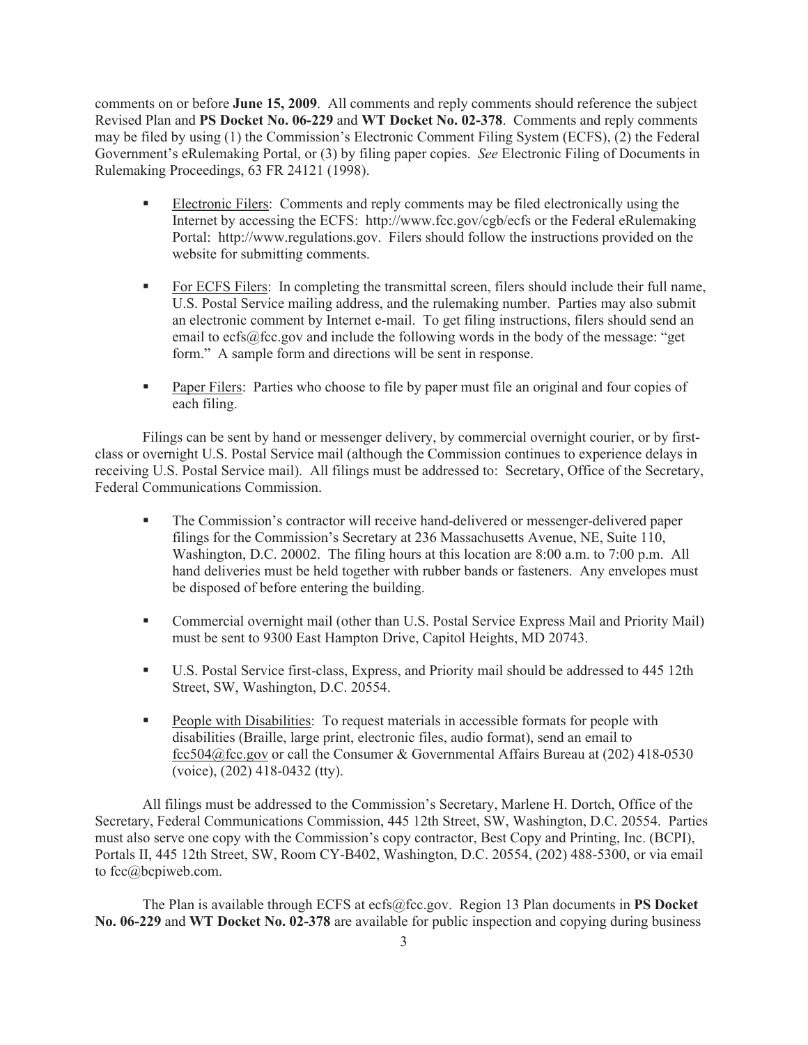comments on or before **June 15, 2009**. All comments and reply comments should reference the subject Revised Plan and **PS Docket No. 06-229** and **WT Docket No. 02-378**. Comments and reply comments may be filed by using (1) the Commission's Electronic Comment Filing System (ECFS), (2) the Federal Government's eRulemaking Portal, or (3) by filing paper copies. *See* Electronic Filing of Documents in Rulemaking Proceedings, 63 FR 24121 (1998).

- <u>Electronic Filers</u>: Comments and reply comments may be filed electronically using the Internet by accessing the ECFS: http://www.fcc.gov/cgb/ecfs or the Federal eRulemaking Portal: http://www.regulations.gov. Filers should follow the instructions provided on the website for submitting comments.

- <u>For ECFS Filers</u>: In completing the transmittal screen, filers should include their full name, U.S. Postal Service mailing address, and the rulemaking number. Parties may also submit an electronic comment by Internet e-mail. To get filing instructions, filers should send an email to ecfs@fcc.gov and include the following words in the body of the message: "get form." A sample form and directions will be sent in response.

- <u>Paper Filers</u>: Parties who choose to file by paper must file an original and four copies of each filing.

Filings can be sent by hand or messenger delivery, by commercial overnight courier, or by first-class or overnight U.S. Postal Service mail (although the Commission continues to experience delays in receiving U.S. Postal Service mail). All filings must be addressed to: Secretary, Office of the Secretary, Federal Communications Commission.

- The Commission's contractor will receive hand-delivered or messenger-delivered paper filings for the Commission's Secretary at 236 Massachusetts Avenue, NE, Suite 110, Washington, D.C. 20002. The filing hours at this location are 8:00 a.m. to 7:00 p.m. All hand deliveries must be held together with rubber bands or fasteners. Any envelopes must be disposed of before entering the building.

- Commercial overnight mail (other than U.S. Postal Service Express Mail and Priority Mail) must be sent to 9300 East Hampton Drive, Capitol Heights, MD 20743.

- U.S. Postal Service first-class, Express, and Priority mail should be addressed to 445 12th Street, SW, Washington, D.C. 20554.

- <u>People with Disabilities</u>: To request materials in accessible formats for people with disabilities (Braille, large print, electronic files, audio format), send an email to fcc504@fcc.gov or call the Consumer & Governmental Affairs Bureau at (202) 418-0530 (voice), (202) 418-0432 (tty).

All filings must be addressed to the Commission's Secretary, Marlene H. Dortch, Office of the Secretary, Federal Communications Commission, 445 12th Street, SW, Washington, D.C. 20554. Parties must also serve one copy with the Commission's copy contractor, Best Copy and Printing, Inc. (BCPI), Portals II, 445 12th Street, SW, Room CY-B402, Washington, D.C. 20554, (202) 488-5300, or via email to fcc@bcpiweb.com.

The Plan is available through ECFS at ecfs@fcc.gov. Region 13 Plan documents in **PS Docket No. 06-229** and **WT Docket No. 02-378** are available for public inspection and copying during business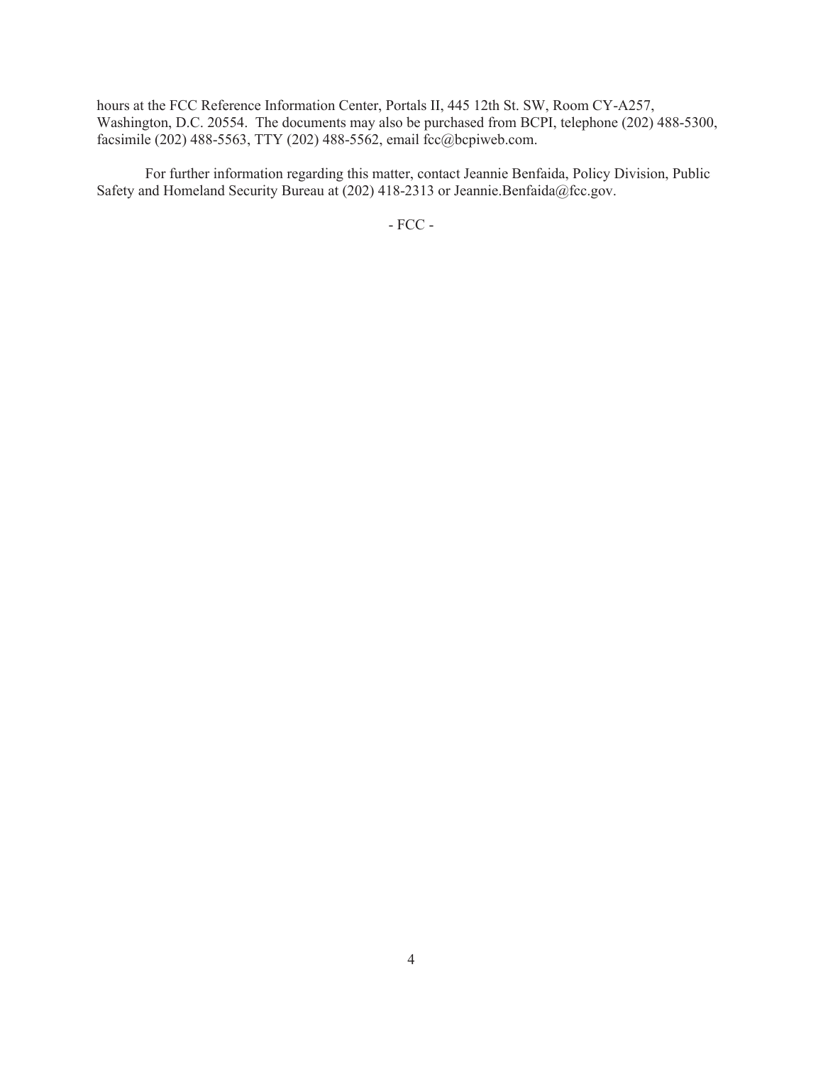hours at the FCC Reference Information Center, Portals II, 445 12th St. SW, Room CY-A257, Washington, D.C. 20554. The documents may also be purchased from BCPI, telephone (202) 488-5300, facsimile (202) 488-5563, TTY (202) 488-5562, email fcc@bcpiweb.com.

For further information regarding this matter, contact Jeannie Benfaida, Policy Division, Public Safety and Homeland Security Bureau at (202) 418-2313 or Jeannie.Benfaida@fcc.gov.

- FCC -